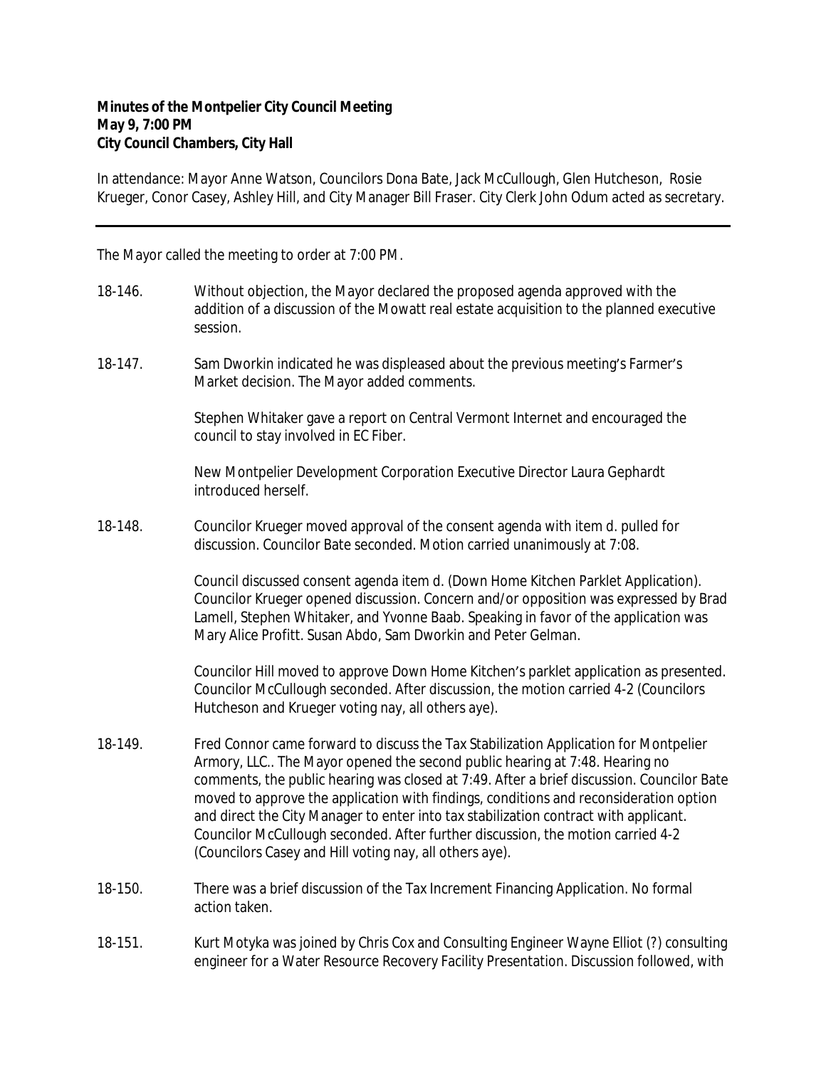**Minutes of the Montpelier City Council Meeting**
**May 9, 7:00 PM**
**City Council Chambers, City Hall**

In attendance: Mayor Anne Watson, Councilors Dona Bate, Jack McCullough, Glen Hutcheson, Rosie Krueger, Conor Casey, Ashley Hill, and City Manager Bill Fraser. City Clerk John Odum acted as secretary.

---

The Mayor called the meeting to order at 7:00 PM.

18-146. Without objection, the Mayor declared the proposed agenda approved with the addition of a discussion of the Mowatt real estate acquisition to the planned executive session.

18-147. Sam Dworkin indicated he was displeased about the previous meeting's Farmer's Market decision. The Mayor added comments.

Stephen Whitaker gave a report on Central Vermont Internet and encouraged the council to stay involved in EC Fiber.

New Montpelier Development Corporation Executive Director Laura Gephardt introduced herself.

18-148. Councilor Krueger moved approval of the consent agenda with item d. pulled for discussion. Councilor Bate seconded. Motion carried unanimously at 7:08.

Council discussed consent agenda item d. (Down Home Kitchen Parklet Application). Councilor Krueger opened discussion. Concern and/or opposition was expressed by Brad Lamell, Stephen Whitaker, and Yvonne Baab. Speaking in favor of the application was Mary Alice Profitt. Susan Abdo, Sam Dworkin and Peter Gelman.

Councilor Hill moved to approve Down Home Kitchen's parklet application as presented. Councilor McCullough seconded. After discussion, the motion carried 4-2 (Councilors Hutcheson and Krueger voting nay, all others aye).

18-149. Fred Connor came forward to discuss the Tax Stabilization Application for Montpelier Armory, LLC.. The Mayor opened the second public hearing at 7:48. Hearing no comments, the public hearing was closed at 7:49. After a brief discussion. Councilor Bate moved to approve the application with findings, conditions and reconsideration option and direct the City Manager to enter into tax stabilization contract with applicant. Councilor McCullough seconded. After further discussion, the motion carried 4-2 (Councilors Casey and Hill voting nay, all others aye).

18-150. There was a brief discussion of the Tax Increment Financing Application. No formal action taken.

18-151. Kurt Motyka was joined by Chris Cox and Consulting Engineer Wayne Elliot (?) consulting engineer for a Water Resource Recovery Facility Presentation. Discussion followed, with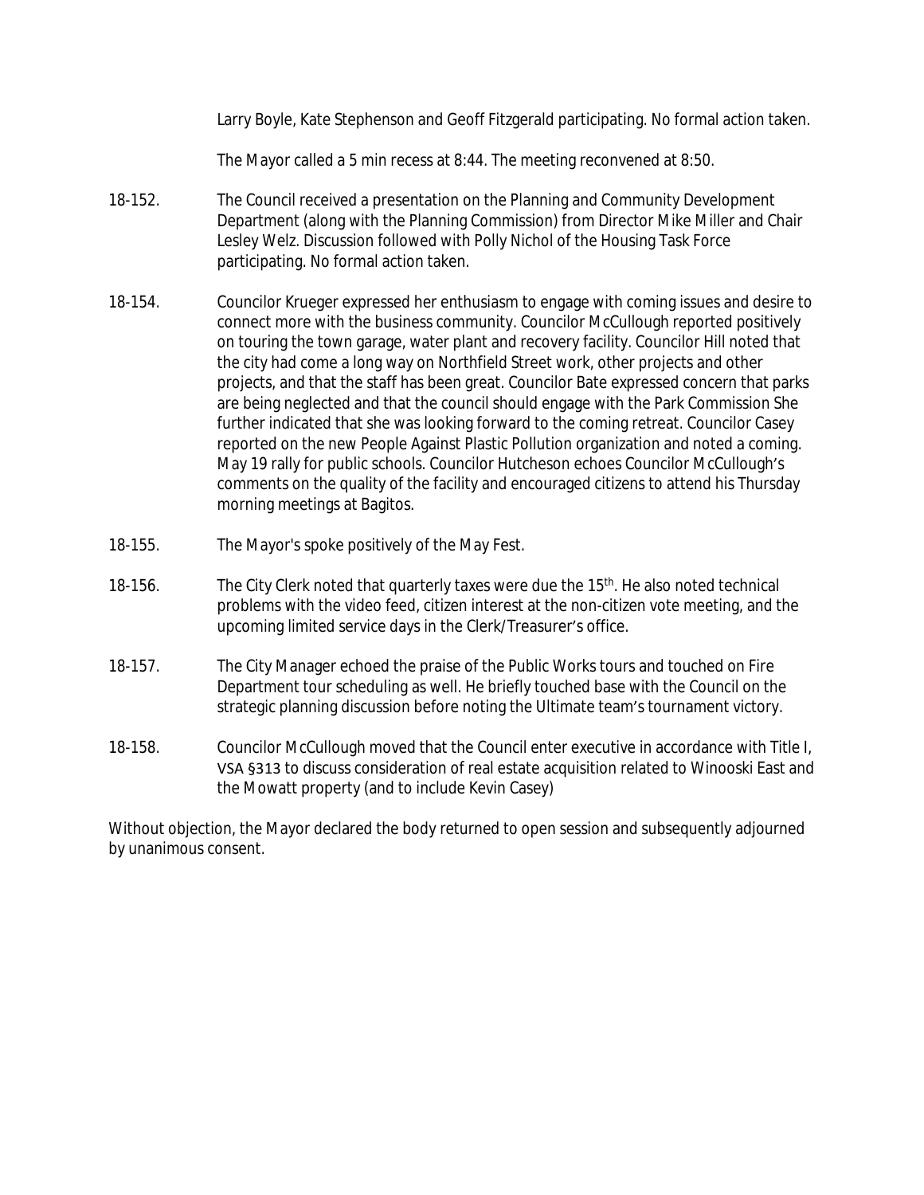Larry Boyle, Kate Stephenson and Geoff Fitzgerald participating. No formal action taken.

The Mayor called a 5 min recess at 8:44. The meeting reconvened at 8:50.

18-152. The Council received a presentation on the Planning and Community Development Department (along with the Planning Commission) from Director Mike Miller and Chair Lesley Welz. Discussion followed with Polly Nichol of the Housing Task Force participating. No formal action taken.

18-154. Councilor Krueger expressed her enthusiasm to engage with coming issues and desire to connect more with the business community. Councilor McCullough reported positively on touring the town garage, water plant and recovery facility. Councilor Hill noted that the city had come a long way on Northfield Street work, other projects and other projects, and that the staff has been great. Councilor Bate expressed concern that parks are being neglected and that the council should engage with the Park Commission She further indicated that she was looking forward to the coming retreat. Councilor Casey reported on the new People Against Plastic Pollution organization and noted a coming. May 19 rally for public schools. Councilor Hutcheson echoes Councilor McCullough's comments on the quality of the facility and encouraged citizens to attend his Thursday morning meetings at Bagitos.

18-155. The Mayor's spoke positively of the May Fest.

18-156. The City Clerk noted that quarterly taxes were due the 15th. He also noted technical problems with the video feed, citizen interest at the non-citizen vote meeting, and the upcoming limited service days in the Clerk/Treasurer's office.

18-157. The City Manager echoed the praise of the Public Works tours and touched on Fire Department tour scheduling as well. He briefly touched base with the Council on the strategic planning discussion before noting the Ultimate team's tournament victory.

18-158. Councilor McCullough moved that the Council enter executive in accordance with Title I, VSA §313 to discuss consideration of real estate acquisition related to Winooski East and the Mowatt property (and to include Kevin Casey)

Without objection, the Mayor declared the body returned to open session and subsequently adjourned by unanimous consent.